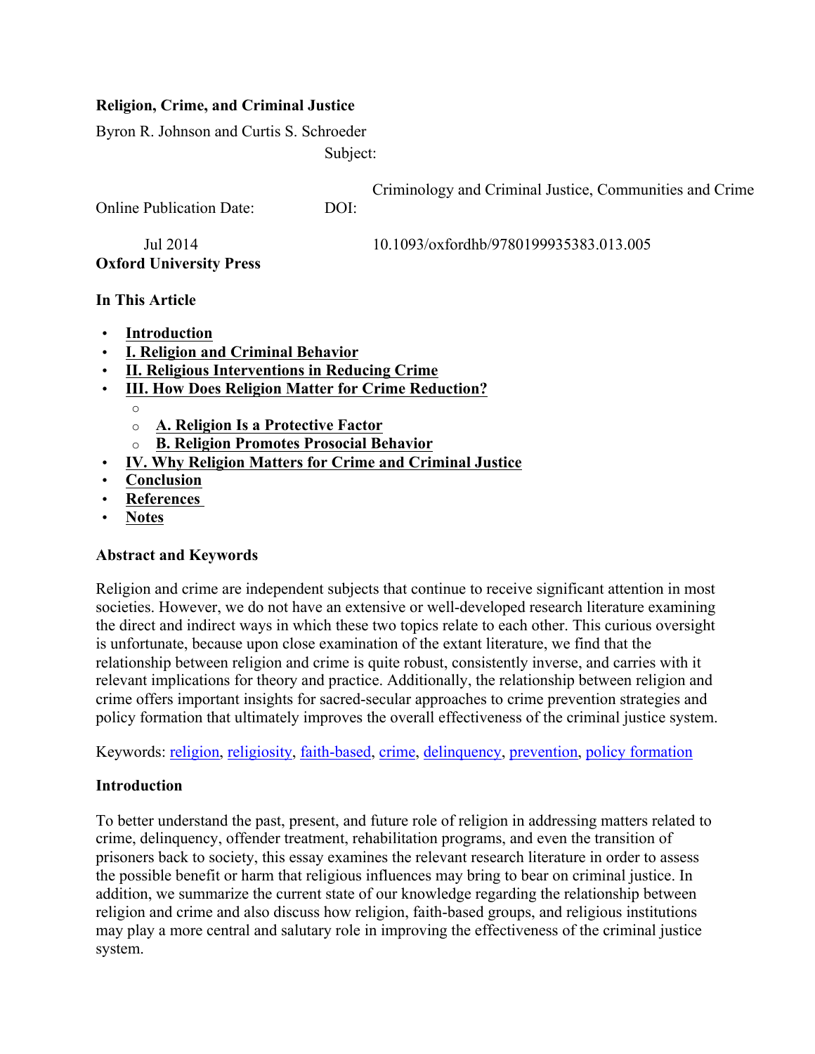**Religion, Crime, and Criminal Justice**

Byron R. Johnson and Curtis S. Schroeder

Subject: Criminology and Criminal Justice, Communities and Crime

Online Publication Date: Jul 2014

DOI: 10.1093/oxfordhb/9780199935383.013.005

**Oxford University Press**

**In This Article**

- **Introduction**
- **I. Religion and Criminal Behavior**
- **II. Religious Interventions in Reducing Crime**
- **III. How Does Religion Matter for Crime Reduction?**
  - **A. Religion Is a Protective Factor**
  - **B. Religion Promotes Prosocial Behavior**
- **IV. Why Religion Matters for Crime and Criminal Justice**
- **Conclusion**
- **References**
- **Notes**

**Abstract and Keywords**

Religion and crime are independent subjects that continue to receive significant attention in most societies. However, we do not have an extensive or well-developed research literature examining the direct and indirect ways in which these two topics relate to each other. This curious oversight is unfortunate, because upon close examination of the extant literature, we find that the relationship between religion and crime is quite robust, consistently inverse, and carries with it relevant implications for theory and practice. Additionally, the relationship between religion and crime offers important insights for sacred-secular approaches to crime prevention strategies and policy formation that ultimately improves the overall effectiveness of the criminal justice system.

Keywords: religion, religiosity, faith-based, crime, delinquency, prevention, policy formation

**Introduction**

To better understand the past, present, and future role of religion in addressing matters related to crime, delinquency, offender treatment, rehabilitation programs, and even the transition of prisoners back to society, this essay examines the relevant research literature in order to assess the possible benefit or harm that religious influences may bring to bear on criminal justice. In addition, we summarize the current state of our knowledge regarding the relationship between religion and crime and also discuss how religion, faith-based groups, and religious institutions may play a more central and salutary role in improving the effectiveness of the criminal justice system.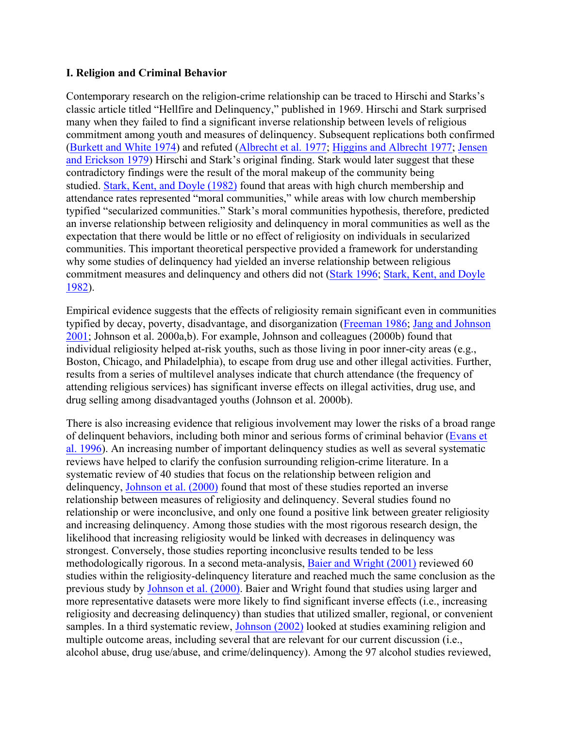### I. Religion and Criminal Behavior

Contemporary research on the religion-crime relationship can be traced to Hirschi and Starks's classic article titled "Hellfire and Delinquency," published in 1969. Hirschi and Stark surprised many when they failed to find a significant inverse relationship between levels of religious commitment among youth and measures of delinquency. Subsequent replications both confirmed (Burkett and White 1974) and refuted (Albrecht et al. 1977; Higgins and Albrecht 1977; Jensen and Erickson 1979) Hirschi and Stark's original finding. Stark would later suggest that these contradictory findings were the result of the moral makeup of the community being studied. Stark, Kent, and Doyle (1982) found that areas with high church membership and attendance rates represented "moral communities," while areas with low church membership typified "secularized communities." Stark's moral communities hypothesis, therefore, predicted an inverse relationship between religiosity and delinquency in moral communities as well as the expectation that there would be little or no effect of religiosity on individuals in secularized communities. This important theoretical perspective provided a framework for understanding why some studies of delinquency had yielded an inverse relationship between religious commitment measures and delinquency and others did not (Stark 1996; Stark, Kent, and Doyle 1982).

Empirical evidence suggests that the effects of religiosity remain significant even in communities typified by decay, poverty, disadvantage, and disorganization (Freeman 1986; Jang and Johnson 2001; Johnson et al. 2000a,b). For example, Johnson and colleagues (2000b) found that individual religiosity helped at-risk youths, such as those living in poor inner-city areas (e.g., Boston, Chicago, and Philadelphia), to escape from drug use and other illegal activities. Further, results from a series of multilevel analyses indicate that church attendance (the frequency of attending religious services) has significant inverse effects on illegal activities, drug use, and drug selling among disadvantaged youths (Johnson et al. 2000b).

There is also increasing evidence that religious involvement may lower the risks of a broad range of delinquent behaviors, including both minor and serious forms of criminal behavior (Evans et al. 1996). An increasing number of important delinquency studies as well as several systematic reviews have helped to clarify the confusion surrounding religion-crime literature. In a systematic review of 40 studies that focus on the relationship between religion and delinquency, Johnson et al. (2000) found that most of these studies reported an inverse relationship between measures of religiosity and delinquency. Several studies found no relationship or were inconclusive, and only one found a positive link between greater religiosity and increasing delinquency. Among those studies with the most rigorous research design, the likelihood that increasing religiosity would be linked with decreases in delinquency was strongest. Conversely, those studies reporting inconclusive results tended to be less methodologically rigorous. In a second meta-analysis, Baier and Wright (2001) reviewed 60 studies within the religiosity-delinquency literature and reached much the same conclusion as the previous study by Johnson et al. (2000). Baier and Wright found that studies using larger and more representative datasets were more likely to find significant inverse effects (i.e., increasing religiosity and decreasing delinquency) than studies that utilized smaller, regional, or convenient samples. In a third systematic review, Johnson (2002) looked at studies examining religion and multiple outcome areas, including several that are relevant for our current discussion (i.e., alcohol abuse, drug use/abuse, and crime/delinquency). Among the 97 alcohol studies reviewed,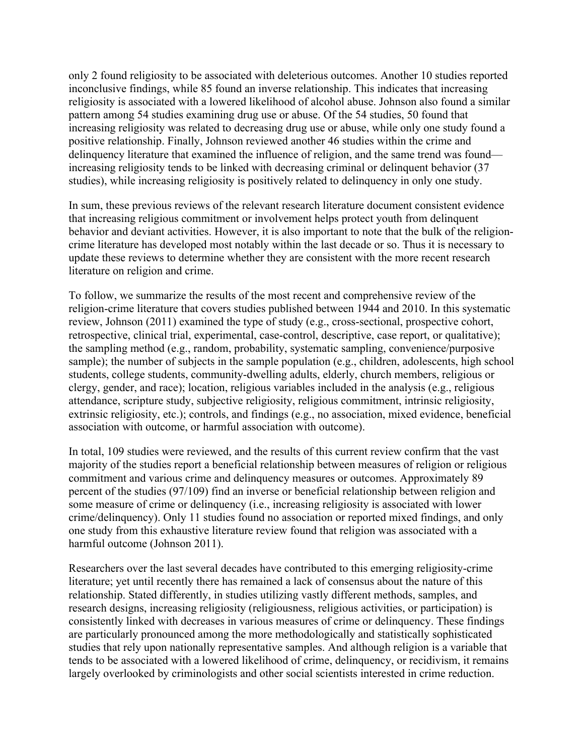only 2 found religiosity to be associated with deleterious outcomes. Another 10 studies reported inconclusive findings, while 85 found an inverse relationship. This indicates that increasing religiosity is associated with a lowered likelihood of alcohol abuse. Johnson also found a similar pattern among 54 studies examining drug use or abuse. Of the 54 studies, 50 found that increasing religiosity was related to decreasing drug use or abuse, while only one study found a positive relationship. Finally, Johnson reviewed another 46 studies within the crime and delinquency literature that examined the influence of religion, and the same trend was found—increasing religiosity tends to be linked with decreasing criminal or delinquent behavior (37 studies), while increasing religiosity is positively related to delinquency in only one study.

In sum, these previous reviews of the relevant research literature document consistent evidence that increasing religious commitment or involvement helps protect youth from delinquent behavior and deviant activities. However, it is also important to note that the bulk of the religion-crime literature has developed most notably within the last decade or so. Thus it is necessary to update these reviews to determine whether they are consistent with the more recent research literature on religion and crime.

To follow, we summarize the results of the most recent and comprehensive review of the religion-crime literature that covers studies published between 1944 and 2010. In this systematic review, Johnson (2011) examined the type of study (e.g., cross-sectional, prospective cohort, retrospective, clinical trial, experimental, case-control, descriptive, case report, or qualitative); the sampling method (e.g., random, probability, systematic sampling, convenience/purposive sample); the number of subjects in the sample population (e.g., children, adolescents, high school students, college students, community-dwelling adults, elderly, church members, religious or clergy, gender, and race); location, religious variables included in the analysis (e.g., religious attendance, scripture study, subjective religiosity, religious commitment, intrinsic religiosity, extrinsic religiosity, etc.); controls, and findings (e.g., no association, mixed evidence, beneficial association with outcome, or harmful association with outcome).

In total, 109 studies were reviewed, and the results of this current review confirm that the vast majority of the studies report a beneficial relationship between measures of religion or religious commitment and various crime and delinquency measures or outcomes. Approximately 89 percent of the studies (97/109) find an inverse or beneficial relationship between religion and some measure of crime or delinquency (i.e., increasing religiosity is associated with lower crime/delinquency). Only 11 studies found no association or reported mixed findings, and only one study from this exhaustive literature review found that religion was associated with a harmful outcome (Johnson 2011).

Researchers over the last several decades have contributed to this emerging religiosity-crime literature; yet until recently there has remained a lack of consensus about the nature of this relationship. Stated differently, in studies utilizing vastly different methods, samples, and research designs, increasing religiosity (religiousness, religious activities, or participation) is consistently linked with decreases in various measures of crime or delinquency. These findings are particularly pronounced among the more methodologically and statistically sophisticated studies that rely upon nationally representative samples. And although religion is a variable that tends to be associated with a lowered likelihood of crime, delinquency, or recidivism, it remains largely overlooked by criminologists and other social scientists interested in crime reduction.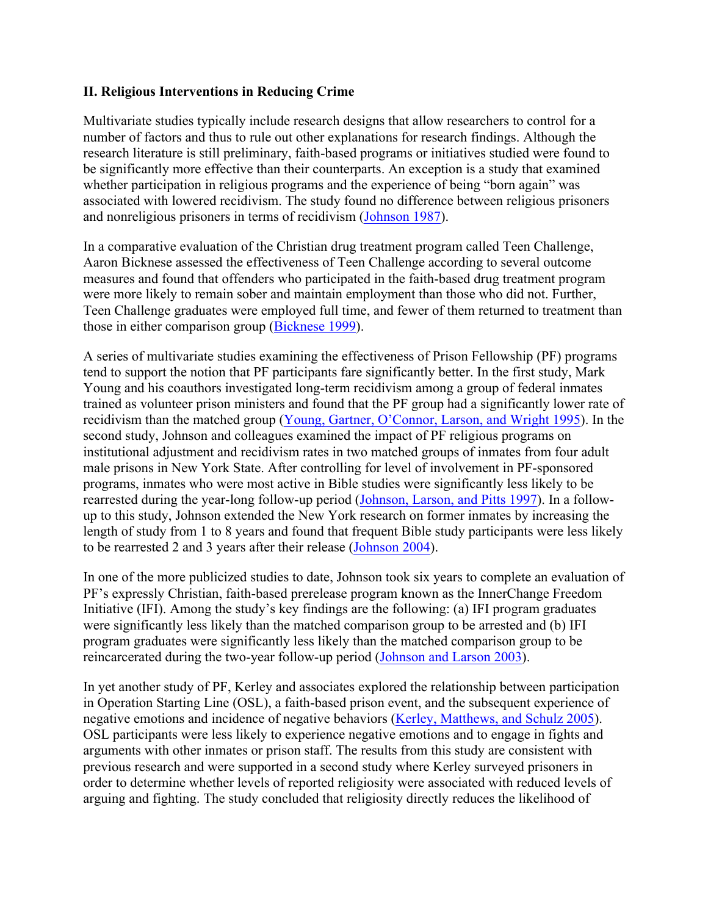## II. Religious Interventions in Reducing Crime

Multivariate studies typically include research designs that allow researchers to control for a number of factors and thus to rule out other explanations for research findings. Although the research literature is still preliminary, faith-based programs or initiatives studied were found to be significantly more effective than their counterparts. An exception is a study that examined whether participation in religious programs and the experience of being "born again" was associated with lowered recidivism. The study found no difference between religious prisoners and nonreligious prisoners in terms of recidivism (Johnson 1987).

In a comparative evaluation of the Christian drug treatment program called Teen Challenge, Aaron Bicknese assessed the effectiveness of Teen Challenge according to several outcome measures and found that offenders who participated in the faith-based drug treatment program were more likely to remain sober and maintain employment than those who did not. Further, Teen Challenge graduates were employed full time, and fewer of them returned to treatment than those in either comparison group (Bicknese 1999).

A series of multivariate studies examining the effectiveness of Prison Fellowship (PF) programs tend to support the notion that PF participants fare significantly better. In the first study, Mark Young and his coauthors investigated long-term recidivism among a group of federal inmates trained as volunteer prison ministers and found that the PF group had a significantly lower rate of recidivism than the matched group (Young, Gartner, O'Connor, Larson, and Wright 1995). In the second study, Johnson and colleagues examined the impact of PF religious programs on institutional adjustment and recidivism rates in two matched groups of inmates from four adult male prisons in New York State. After controlling for level of involvement in PF-sponsored programs, inmates who were most active in Bible studies were significantly less likely to be rearrested during the year-long follow-up period (Johnson, Larson, and Pitts 1997). In a follow-up to this study, Johnson extended the New York research on former inmates by increasing the length of study from 1 to 8 years and found that frequent Bible study participants were less likely to be rearrested 2 and 3 years after their release (Johnson 2004).

In one of the more publicized studies to date, Johnson took six years to complete an evaluation of PF's expressly Christian, faith-based prerelease program known as the InnerChange Freedom Initiative (IFI). Among the study's key findings are the following: (a) IFI program graduates were significantly less likely than the matched comparison group to be arrested and (b) IFI program graduates were significantly less likely than the matched comparison group to be reincarcerated during the two-year follow-up period (Johnson and Larson 2003).

In yet another study of PF, Kerley and associates explored the relationship between participation in Operation Starting Line (OSL), a faith-based prison event, and the subsequent experience of negative emotions and incidence of negative behaviors (Kerley, Matthews, and Schulz 2005). OSL participants were less likely to experience negative emotions and to engage in fights and arguments with other inmates or prison staff. The results from this study are consistent with previous research and were supported in a second study where Kerley surveyed prisoners in order to determine whether levels of reported religiosity were associated with reduced levels of arguing and fighting. The study concluded that religiosity directly reduces the likelihood of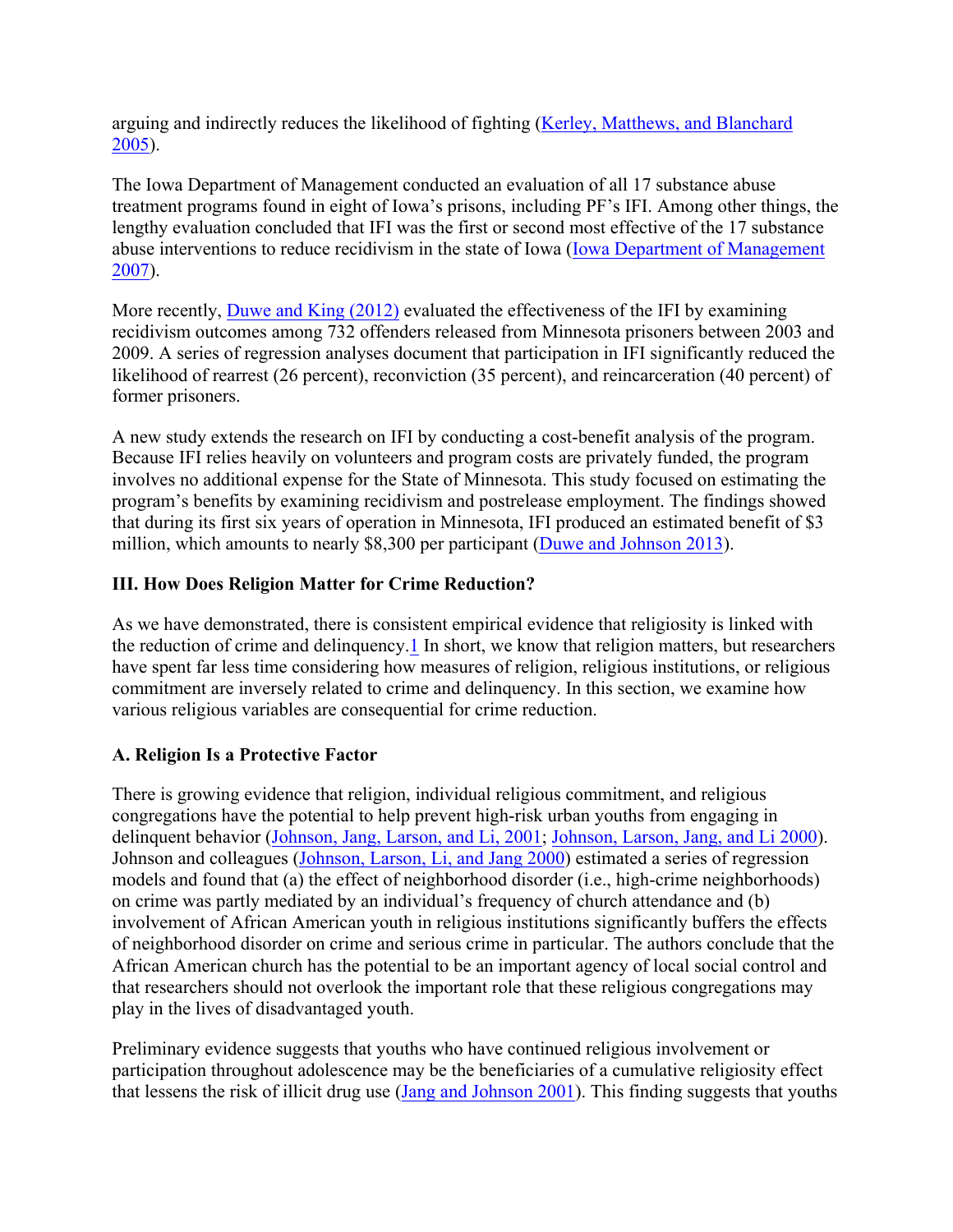arguing and indirectly reduces the likelihood of fighting (Kerley, Matthews, and Blanchard 2005).

The Iowa Department of Management conducted an evaluation of all 17 substance abuse treatment programs found in eight of Iowa's prisons, including PF's IFI. Among other things, the lengthy evaluation concluded that IFI was the first or second most effective of the 17 substance abuse interventions to reduce recidivism in the state of Iowa (Iowa Department of Management 2007).

More recently, Duwe and King (2012) evaluated the effectiveness of the IFI by examining recidivism outcomes among 732 offenders released from Minnesota prisoners between 2003 and 2009. A series of regression analyses document that participation in IFI significantly reduced the likelihood of rearrest (26 percent), reconviction (35 percent), and reincarceration (40 percent) of former prisoners.

A new study extends the research on IFI by conducting a cost-benefit analysis of the program. Because IFI relies heavily on volunteers and program costs are privately funded, the program involves no additional expense for the State of Minnesota. This study focused on estimating the program's benefits by examining recidivism and postrelease employment. The findings showed that during its first six years of operation in Minnesota, IFI produced an estimated benefit of $3 million, which amounts to nearly $8,300 per participant (Duwe and Johnson 2013).

### III. How Does Religion Matter for Crime Reduction?

As we have demonstrated, there is consistent empirical evidence that religiosity is linked with the reduction of crime and delinquency.[1] In short, we know that religion matters, but researchers have spent far less time considering how measures of religion, religious institutions, or religious commitment are inversely related to crime and delinquency. In this section, we examine how various religious variables are consequential for crime reduction.

#### A. Religion Is a Protective Factor

There is growing evidence that religion, individual religious commitment, and religious congregations have the potential to help prevent high-risk urban youths from engaging in delinquent behavior (Johnson, Jang, Larson, and Li, 2001; Johnson, Larson, Jang, and Li 2000). Johnson and colleagues (Johnson, Larson, Li, and Jang 2000) estimated a series of regression models and found that (a) the effect of neighborhood disorder (i.e., high-crime neighborhoods) on crime was partly mediated by an individual's frequency of church attendance and (b) involvement of African American youth in religious institutions significantly buffers the effects of neighborhood disorder on crime and serious crime in particular. The authors conclude that the African American church has the potential to be an important agency of local social control and that researchers should not overlook the important role that these religious congregations may play in the lives of disadvantaged youth.

Preliminary evidence suggests that youths who have continued religious involvement or participation throughout adolescence may be the beneficiaries of a cumulative religiosity effect that lessens the risk of illicit drug use (Jang and Johnson 2001). This finding suggests that youths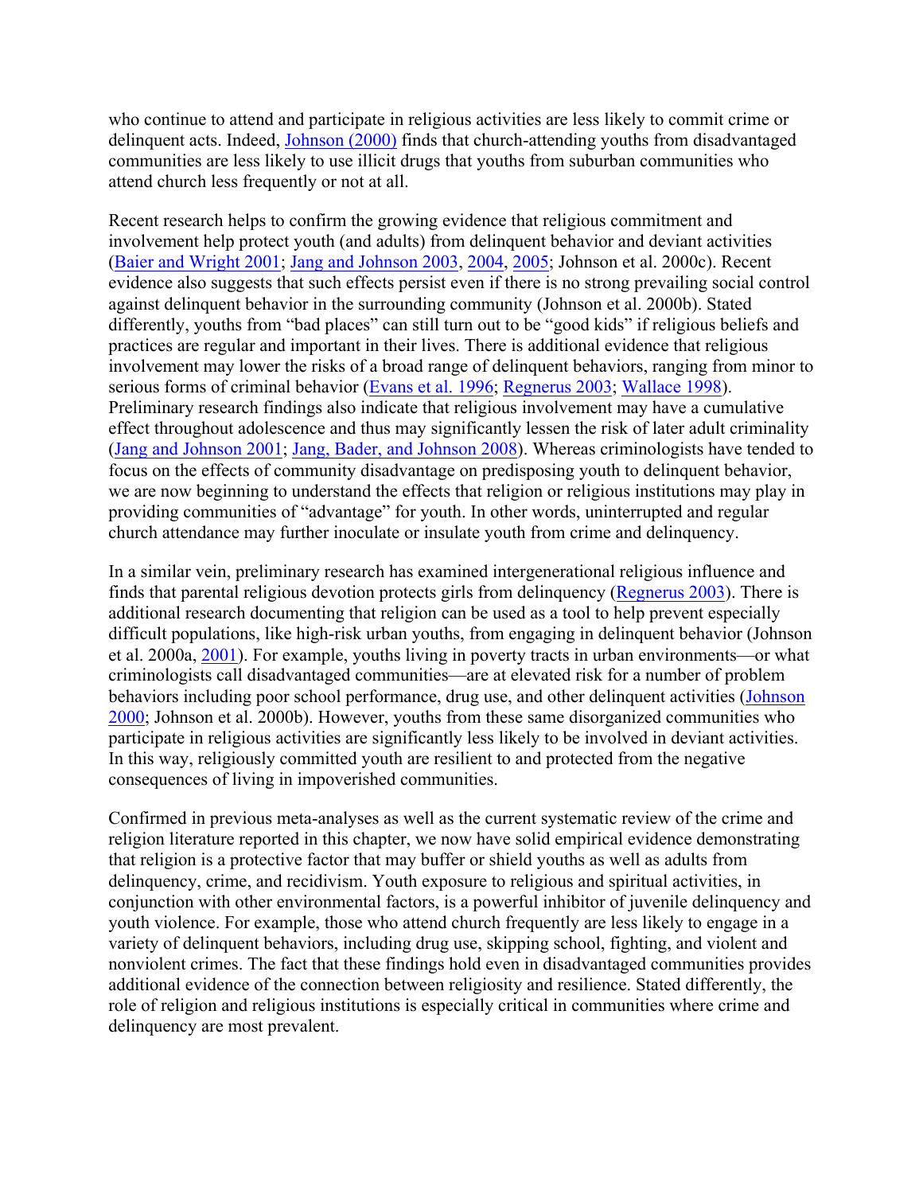who continue to attend and participate in religious activities are less likely to commit crime or delinquent acts. Indeed, Johnson (2000) finds that church-attending youths from disadvantaged communities are less likely to use illicit drugs that youths from suburban communities who attend church less frequently or not at all.

Recent research helps to confirm the growing evidence that religious commitment and involvement help protect youth (and adults) from delinquent behavior and deviant activities (Baier and Wright 2001; Jang and Johnson 2003, 2004, 2005; Johnson et al. 2000c). Recent evidence also suggests that such effects persist even if there is no strong prevailing social control against delinquent behavior in the surrounding community (Johnson et al. 2000b). Stated differently, youths from "bad places" can still turn out to be "good kids" if religious beliefs and practices are regular and important in their lives. There is additional evidence that religious involvement may lower the risks of a broad range of delinquent behaviors, ranging from minor to serious forms of criminal behavior (Evans et al. 1996; Regnerus 2003; Wallace 1998). Preliminary research findings also indicate that religious involvement may have a cumulative effect throughout adolescence and thus may significantly lessen the risk of later adult criminality (Jang and Johnson 2001; Jang, Bader, and Johnson 2008). Whereas criminologists have tended to focus on the effects of community disadvantage on predisposing youth to delinquent behavior, we are now beginning to understand the effects that religion or religious institutions may play in providing communities of "advantage" for youth. In other words, uninterrupted and regular church attendance may further inoculate or insulate youth from crime and delinquency.

In a similar vein, preliminary research has examined intergenerational religious influence and finds that parental religious devotion protects girls from delinquency (Regnerus 2003). There is additional research documenting that religion can be used as a tool to help prevent especially difficult populations, like high-risk urban youths, from engaging in delinquent behavior (Johnson et al. 2000a, 2001). For example, youths living in poverty tracts in urban environments—or what criminologists call disadvantaged communities—are at elevated risk for a number of problem behaviors including poor school performance, drug use, and other delinquent activities (Johnson 2000; Johnson et al. 2000b). However, youths from these same disorganized communities who participate in religious activities are significantly less likely to be involved in deviant activities. In this way, religiously committed youth are resilient to and protected from the negative consequences of living in impoverished communities.

Confirmed in previous meta-analyses as well as the current systematic review of the crime and religion literature reported in this chapter, we now have solid empirical evidence demonstrating that religion is a protective factor that may buffer or shield youths as well as adults from delinquency, crime, and recidivism. Youth exposure to religious and spiritual activities, in conjunction with other environmental factors, is a powerful inhibitor of juvenile delinquency and youth violence. For example, those who attend church frequently are less likely to engage in a variety of delinquent behaviors, including drug use, skipping school, fighting, and violent and nonviolent crimes. The fact that these findings hold even in disadvantaged communities provides additional evidence of the connection between religiosity and resilience. Stated differently, the role of religion and religious institutions is especially critical in communities where crime and delinquency are most prevalent.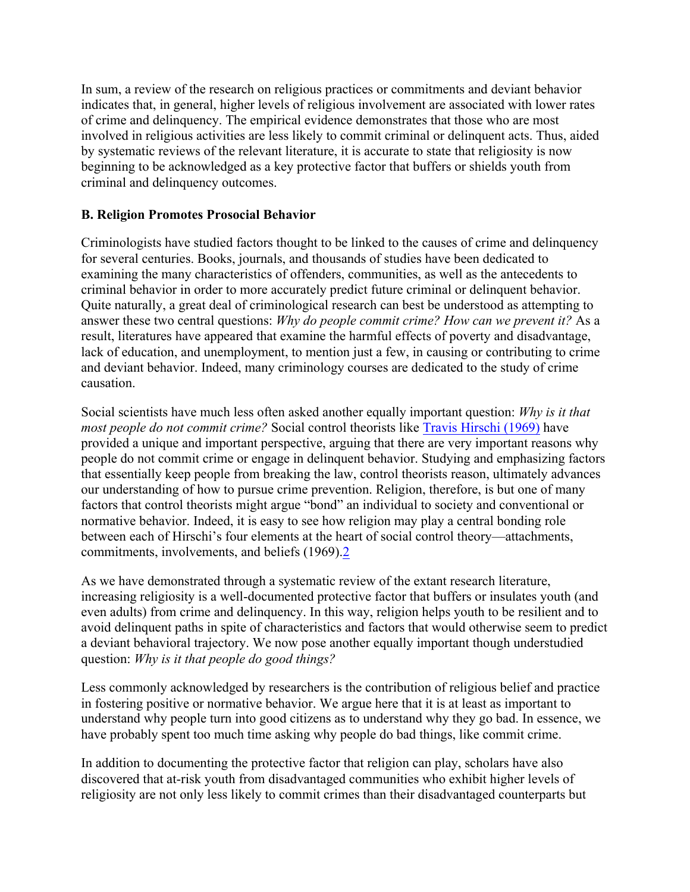In sum, a review of the research on religious practices or commitments and deviant behavior indicates that, in general, higher levels of religious involvement are associated with lower rates of crime and delinquency. The empirical evidence demonstrates that those who are most involved in religious activities are less likely to commit criminal or delinquent acts. Thus, aided by systematic reviews of the relevant literature, it is accurate to state that religiosity is now beginning to be acknowledged as a key protective factor that buffers or shields youth from criminal and delinquency outcomes.

**B. Religion Promotes Prosocial Behavior**

Criminologists have studied factors thought to be linked to the causes of crime and delinquency for several centuries. Books, journals, and thousands of studies have been dedicated to examining the many characteristics of offenders, communities, as well as the antecedents to criminal behavior in order to more accurately predict future criminal or delinquent behavior. Quite naturally, a great deal of criminological research can best be understood as attempting to answer these two central questions: *Why do people commit crime? How can we prevent it?* As a result, literatures have appeared that examine the harmful effects of poverty and disadvantage, lack of education, and unemployment, to mention just a few, in causing or contributing to crime and deviant behavior. Indeed, many criminology courses are dedicated to the study of crime causation.

Social scientists have much less often asked another equally important question: *Why is it that most people do not commit crime?* Social control theorists like Travis Hirschi (1969) have provided a unique and important perspective, arguing that there are very important reasons why people do not commit crime or engage in delinquent behavior. Studying and emphasizing factors that essentially keep people from breaking the law, control theorists reason, ultimately advances our understanding of how to pursue crime prevention. Religion, therefore, is but one of many factors that control theorists might argue "bond" an individual to society and conventional or normative behavior. Indeed, it is easy to see how religion may play a central bonding role between each of Hirschi's four elements at the heart of social control theory—attachments, commitments, involvements, and beliefs (1969).2

As we have demonstrated through a systematic review of the extant research literature, increasing religiosity is a well-documented protective factor that buffers or insulates youth (and even adults) from crime and delinquency. In this way, religion helps youth to be resilient and to avoid delinquent paths in spite of characteristics and factors that would otherwise seem to predict a deviant behavioral trajectory. We now pose another equally important though understudied question: *Why is it that people do good things?*

Less commonly acknowledged by researchers is the contribution of religious belief and practice in fostering positive or normative behavior. We argue here that it is at least as important to understand why people turn into good citizens as to understand why they go bad. In essence, we have probably spent too much time asking why people do bad things, like commit crime.

In addition to documenting the protective factor that religion can play, scholars have also discovered that at-risk youth from disadvantaged communities who exhibit higher levels of religiosity are not only less likely to commit crimes than their disadvantaged counterparts but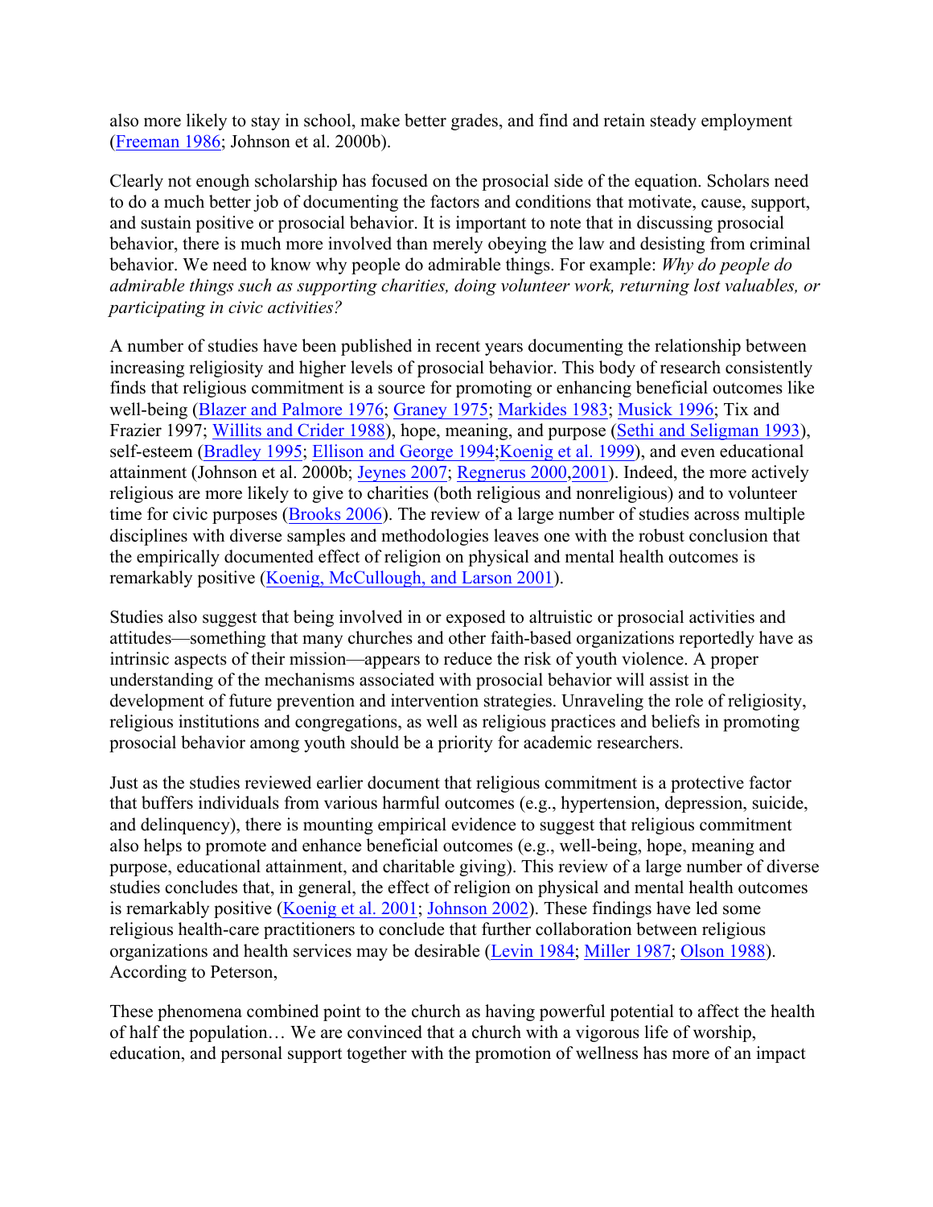also more likely to stay in school, make better grades, and find and retain steady employment (Freeman 1986; Johnson et al. 2000b).

Clearly not enough scholarship has focused on the prosocial side of the equation. Scholars need to do a much better job of documenting the factors and conditions that motivate, cause, support, and sustain positive or prosocial behavior. It is important to note that in discussing prosocial behavior, there is much more involved than merely obeying the law and desisting from criminal behavior. We need to know why people do admirable things. For example: *Why do people do admirable things such as supporting charities, doing volunteer work, returning lost valuables, or participating in civic activities?*

A number of studies have been published in recent years documenting the relationship between increasing religiosity and higher levels of prosocial behavior. This body of research consistently finds that religious commitment is a source for promoting or enhancing beneficial outcomes like well-being (Blazer and Palmore 1976; Graney 1975; Markides 1983; Musick 1996; Tix and Frazier 1997; Willits and Crider 1988), hope, meaning, and purpose (Sethi and Seligman 1993), self-esteem (Bradley 1995; Ellison and George 1994;Koenig et al. 1999), and even educational attainment (Johnson et al. 2000b; Jeynes 2007; Regnerus 2000,2001). Indeed, the more actively religious are more likely to give to charities (both religious and nonreligious) and to volunteer time for civic purposes (Brooks 2006). The review of a large number of studies across multiple disciplines with diverse samples and methodologies leaves one with the robust conclusion that the empirically documented effect of religion on physical and mental health outcomes is remarkably positive (Koenig, McCullough, and Larson 2001).

Studies also suggest that being involved in or exposed to altruistic or prosocial activities and attitudes—something that many churches and other faith-based organizations reportedly have as intrinsic aspects of their mission—appears to reduce the risk of youth violence. A proper understanding of the mechanisms associated with prosocial behavior will assist in the development of future prevention and intervention strategies. Unraveling the role of religiosity, religious institutions and congregations, as well as religious practices and beliefs in promoting prosocial behavior among youth should be a priority for academic researchers.

Just as the studies reviewed earlier document that religious commitment is a protective factor that buffers individuals from various harmful outcomes (e.g., hypertension, depression, suicide, and delinquency), there is mounting empirical evidence to suggest that religious commitment also helps to promote and enhance beneficial outcomes (e.g., well-being, hope, meaning and purpose, educational attainment, and charitable giving). This review of a large number of diverse studies concludes that, in general, the effect of religion on physical and mental health outcomes is remarkably positive (Koenig et al. 2001; Johnson 2002). These findings have led some religious health-care practitioners to conclude that further collaboration between religious organizations and health services may be desirable (Levin 1984; Miller 1987; Olson 1988). According to Peterson,

These phenomena combined point to the church as having powerful potential to affect the health of half the population… We are convinced that a church with a vigorous life of worship, education, and personal support together with the promotion of wellness has more of an impact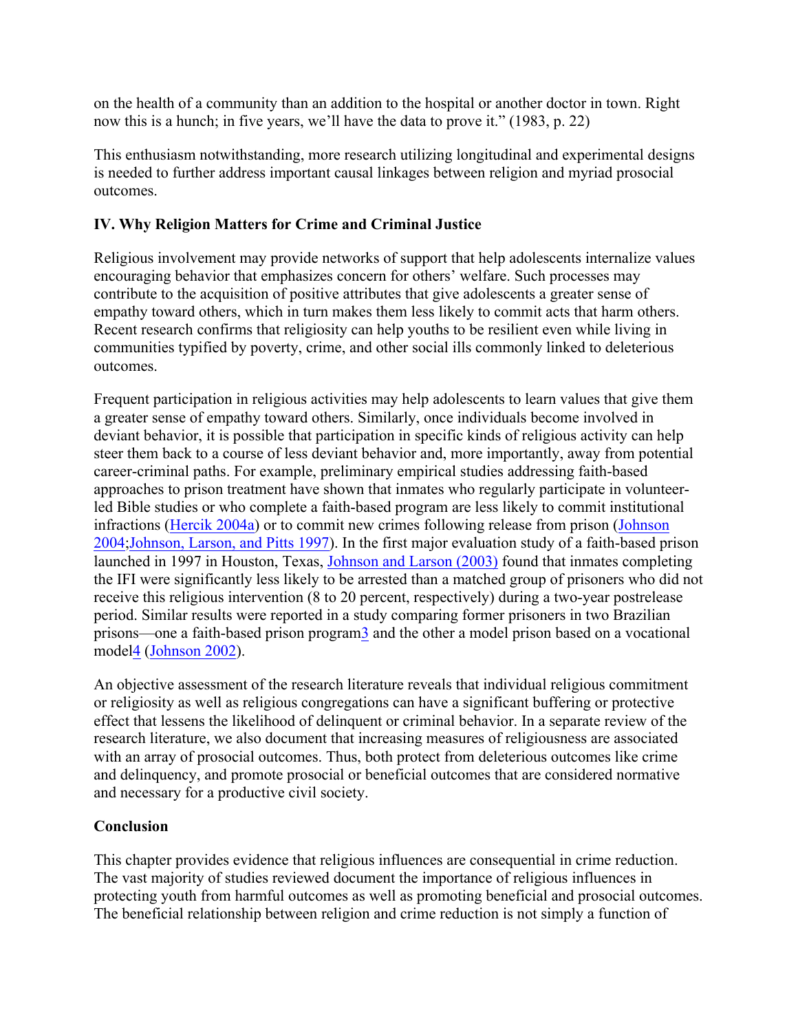on the health of a community than an addition to the hospital or another doctor in town. Right now this is a hunch; in five years, we'll have the data to prove it." (1983, p. 22)

This enthusiasm notwithstanding, more research utilizing longitudinal and experimental designs is needed to further address important causal linkages between religion and myriad prosocial outcomes.

### IV. Why Religion Matters for Crime and Criminal Justice

Religious involvement may provide networks of support that help adolescents internalize values encouraging behavior that emphasizes concern for others' welfare. Such processes may contribute to the acquisition of positive attributes that give adolescents a greater sense of empathy toward others, which in turn makes them less likely to commit acts that harm others. Recent research confirms that religiosity can help youths to be resilient even while living in communities typified by poverty, crime, and other social ills commonly linked to deleterious outcomes.

Frequent participation in religious activities may help adolescents to learn values that give them a greater sense of empathy toward others. Similarly, once individuals become involved in deviant behavior, it is possible that participation in specific kinds of religious activity can help steer them back to a course of less deviant behavior and, more importantly, away from potential career-criminal paths. For example, preliminary empirical studies addressing faith-based approaches to prison treatment have shown that inmates who regularly participate in volunteer-led Bible studies or who complete a faith-based program are less likely to commit institutional infractions (Hercik 2004a) or to commit new crimes following release from prison (Johnson 2004;Johnson, Larson, and Pitts 1997). In the first major evaluation study of a faith-based prison launched in 1997 in Houston, Texas, Johnson and Larson (2003) found that inmates completing the IFI were significantly less likely to be arrested than a matched group of prisoners who did not receive this religious intervention (8 to 20 percent, respectively) during a two-year postrelease period. Similar results were reported in a study comparing former prisoners in two Brazilian prisons—one a faith-based prison program[3] and the other a model prison based on a vocational model[4] (Johnson 2002).

An objective assessment of the research literature reveals that individual religious commitment or religiosity as well as religious congregations can have a significant buffering or protective effect that lessens the likelihood of delinquent or criminal behavior. In a separate review of the research literature, we also document that increasing measures of religiousness are associated with an array of prosocial outcomes. Thus, both protect from deleterious outcomes like crime and delinquency, and promote prosocial or beneficial outcomes that are considered normative and necessary for a productive civil society.

### Conclusion

This chapter provides evidence that religious influences are consequential in crime reduction. The vast majority of studies reviewed document the importance of religious influences in protecting youth from harmful outcomes as well as promoting beneficial and prosocial outcomes. The beneficial relationship between religion and crime reduction is not simply a function of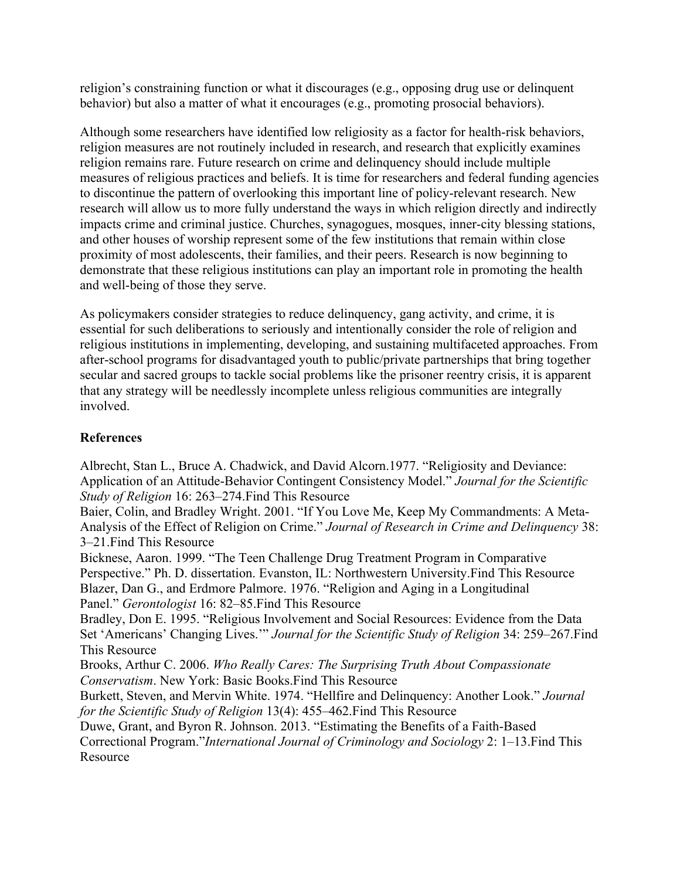religion's constraining function or what it discourages (e.g., opposing drug use or delinquent behavior) but also a matter of what it encourages (e.g., promoting prosocial behaviors).

Although some researchers have identified low religiosity as a factor for health-risk behaviors, religion measures are not routinely included in research, and research that explicitly examines religion remains rare. Future research on crime and delinquency should include multiple measures of religious practices and beliefs. It is time for researchers and federal funding agencies to discontinue the pattern of overlooking this important line of policy-relevant research. New research will allow us to more fully understand the ways in which religion directly and indirectly impacts crime and criminal justice. Churches, synagogues, mosques, inner-city blessing stations, and other houses of worship represent some of the few institutions that remain within close proximity of most adolescents, their families, and their peers. Research is now beginning to demonstrate that these religious institutions can play an important role in promoting the health and well-being of those they serve.

As policymakers consider strategies to reduce delinquency, gang activity, and crime, it is essential for such deliberations to seriously and intentionally consider the role of religion and religious institutions in implementing, developing, and sustaining multifaceted approaches. From after-school programs for disadvantaged youth to public/private partnerships that bring together secular and sacred groups to tackle social problems like the prisoner reentry crisis, it is apparent that any strategy will be needlessly incomplete unless religious communities are integrally involved.

## References

Albrecht, Stan L., Bruce A. Chadwick, and David Alcorn.1977. "Religiosity and Deviance: Application of an Attitude-Behavior Contingent Consistency Model." *Journal for the Scientific Study of Religion* 16: 263–274.Find This Resource

Baier, Colin, and Bradley Wright. 2001. "If You Love Me, Keep My Commandments: A Meta-Analysis of the Effect of Religion on Crime." *Journal of Research in Crime and Delinquency* 38: 3–21.Find This Resource

Bicknese, Aaron. 1999. "The Teen Challenge Drug Treatment Program in Comparative Perspective." Ph. D. dissertation. Evanston, IL: Northwestern University.Find This Resource

Blazer, Dan G., and Erdmore Palmore. 1976. "Religion and Aging in a Longitudinal Panel." *Gerontologist* 16: 82–85.Find This Resource

Bradley, Don E. 1995. "Religious Involvement and Social Resources: Evidence from the Data Set 'Americans' Changing Lives.'" *Journal for the Scientific Study of Religion* 34: 259–267.Find This Resource

Brooks, Arthur C. 2006. *Who Really Cares: The Surprising Truth About Compassionate Conservatism*. New York: Basic Books.Find This Resource

Burkett, Steven, and Mervin White. 1974. "Hellfire and Delinquency: Another Look." *Journal for the Scientific Study of Religion* 13(4): 455–462.Find This Resource

Duwe, Grant, and Byron R. Johnson. 2013. "Estimating the Benefits of a Faith-Based Correctional Program."*International Journal of Criminology and Sociology* 2: 1–13.Find This Resource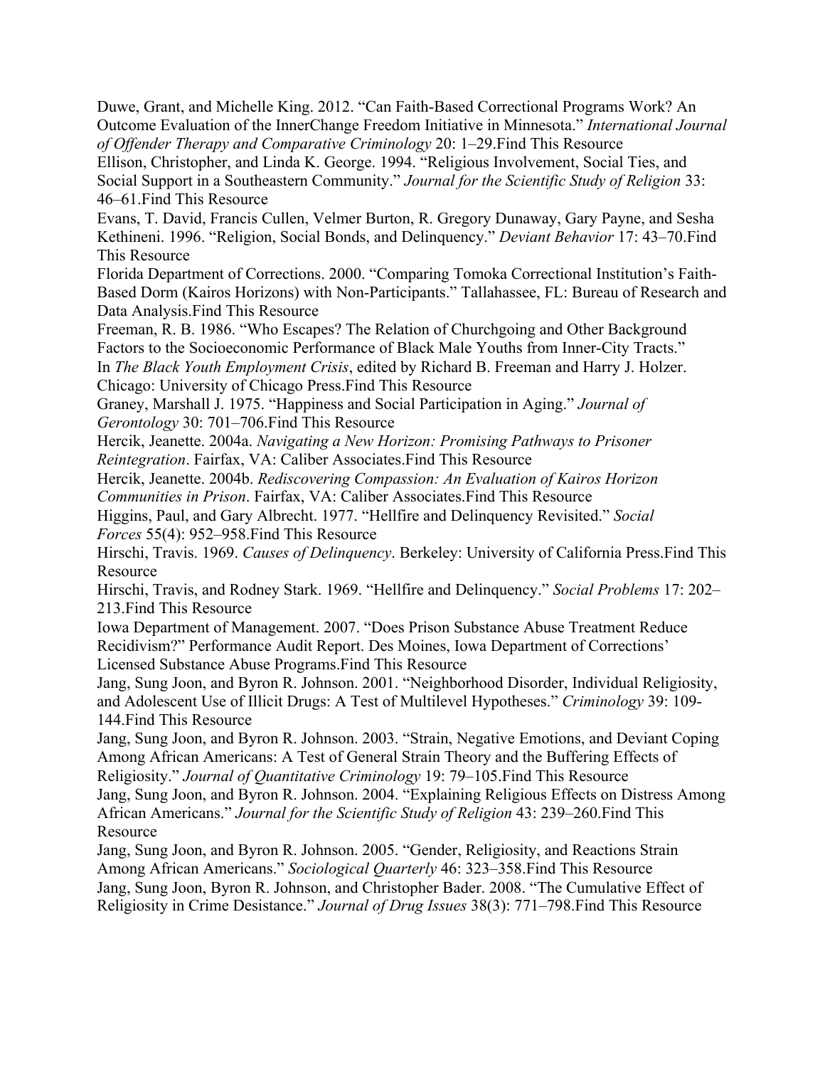Duwe, Grant, and Michelle King. 2012. "Can Faith-Based Correctional Programs Work? An Outcome Evaluation of the InnerChange Freedom Initiative in Minnesota." *International Journal of Offender Therapy and Comparative Criminology* 20: 1–29.Find This Resource

Ellison, Christopher, and Linda K. George. 1994. "Religious Involvement, Social Ties, and Social Support in a Southeastern Community." *Journal for the Scientific Study of Religion* 33: 46–61.Find This Resource

Evans, T. David, Francis Cullen, Velmer Burton, R. Gregory Dunaway, Gary Payne, and Sesha Kethineni. 1996. "Religion, Social Bonds, and Delinquency." *Deviant Behavior* 17: 43–70.Find This Resource

Florida Department of Corrections. 2000. "Comparing Tomoka Correctional Institution's Faith-Based Dorm (Kairos Horizons) with Non-Participants." Tallahassee, FL: Bureau of Research and Data Analysis.Find This Resource

Freeman, R. B. 1986. "Who Escapes? The Relation of Churchgoing and Other Background Factors to the Socioeconomic Performance of Black Male Youths from Inner-City Tracts." In *The Black Youth Employment Crisis*, edited by Richard B. Freeman and Harry J. Holzer. Chicago: University of Chicago Press.Find This Resource

Graney, Marshall J. 1975. "Happiness and Social Participation in Aging." *Journal of Gerontology* 30: 701–706.Find This Resource

Hercik, Jeanette. 2004a. *Navigating a New Horizon: Promising Pathways to Prisoner Reintegration*. Fairfax, VA: Caliber Associates.Find This Resource

Hercik, Jeanette. 2004b. *Rediscovering Compassion: An Evaluation of Kairos Horizon Communities in Prison*. Fairfax, VA: Caliber Associates.Find This Resource

Higgins, Paul, and Gary Albrecht. 1977. "Hellfire and Delinquency Revisited." *Social Forces* 55(4): 952–958.Find This Resource

Hirschi, Travis. 1969. *Causes of Delinquency*. Berkeley: University of California Press.Find This Resource

Hirschi, Travis, and Rodney Stark. 1969. "Hellfire and Delinquency." *Social Problems* 17: 202–213.Find This Resource

Iowa Department of Management. 2007. "Does Prison Substance Abuse Treatment Reduce Recidivism?" Performance Audit Report. Des Moines, Iowa Department of Corrections' Licensed Substance Abuse Programs.Find This Resource

Jang, Sung Joon, and Byron R. Johnson. 2001. "Neighborhood Disorder, Individual Religiosity, and Adolescent Use of Illicit Drugs: A Test of Multilevel Hypotheses." *Criminology* 39: 109-144.Find This Resource

Jang, Sung Joon, and Byron R. Johnson. 2003. "Strain, Negative Emotions, and Deviant Coping Among African Americans: A Test of General Strain Theory and the Buffering Effects of Religiosity." *Journal of Quantitative Criminology* 19: 79–105.Find This Resource

Jang, Sung Joon, and Byron R. Johnson. 2004. "Explaining Religious Effects on Distress Among African Americans." *Journal for the Scientific Study of Religion* 43: 239–260.Find This Resource

Jang, Sung Joon, and Byron R. Johnson. 2005. "Gender, Religiosity, and Reactions Strain Among African Americans." *Sociological Quarterly* 46: 323–358.Find This Resource

Jang, Sung Joon, Byron R. Johnson, and Christopher Bader. 2008. "The Cumulative Effect of Religiosity in Crime Desistance." *Journal of Drug Issues* 38(3): 771–798.Find This Resource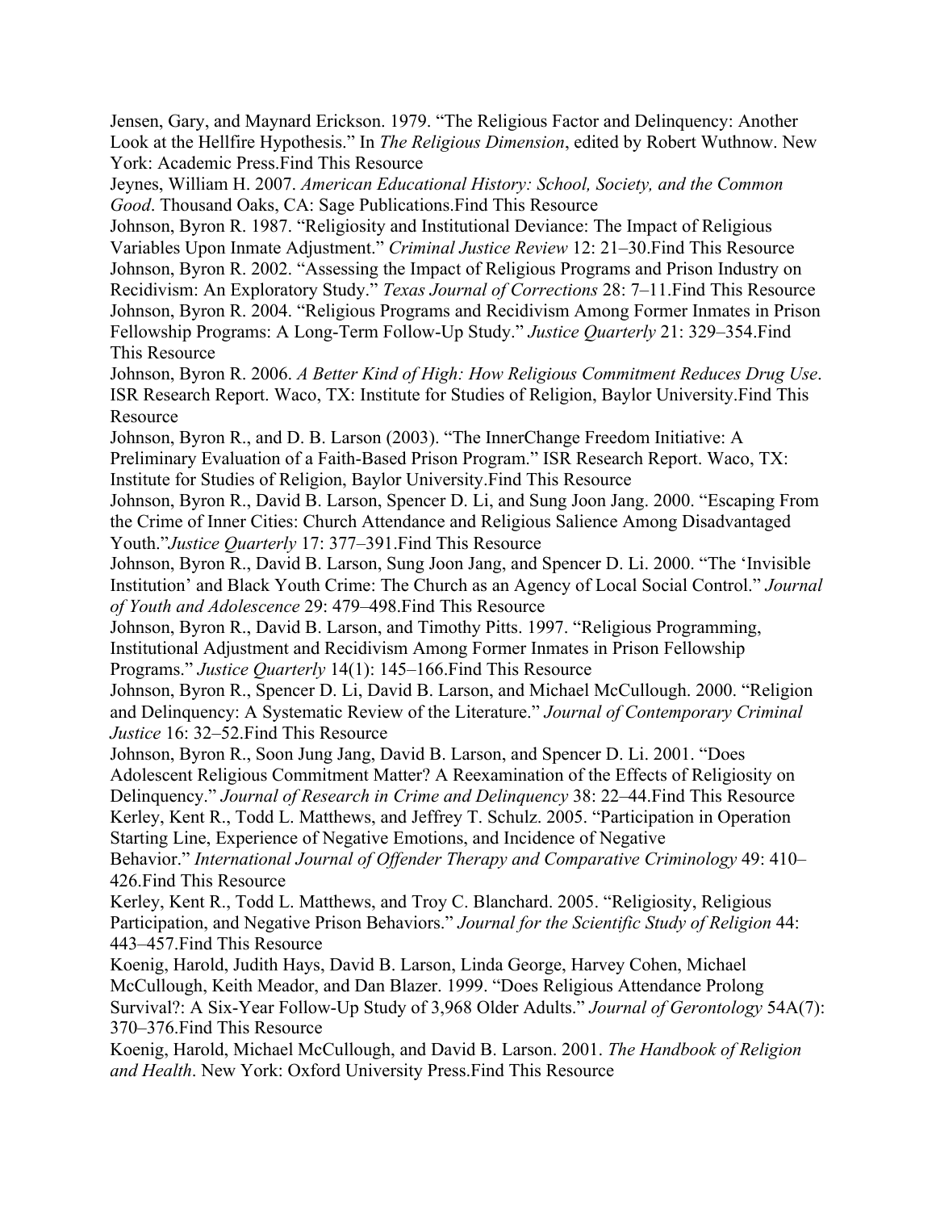Jensen, Gary, and Maynard Erickson. 1979. "The Religious Factor and Delinquency: Another Look at the Hellfire Hypothesis." In *The Religious Dimension*, edited by Robert Wuthnow. New York: Academic Press.Find This Resource

Jeynes, William H. 2007. *American Educational History: School, Society, and the Common Good*. Thousand Oaks, CA: Sage Publications.Find This Resource

Johnson, Byron R. 1987. "Religiosity and Institutional Deviance: The Impact of Religious Variables Upon Inmate Adjustment." *Criminal Justice Review* 12: 21–30.Find This Resource

Johnson, Byron R. 2002. "Assessing the Impact of Religious Programs and Prison Industry on Recidivism: An Exploratory Study." *Texas Journal of Corrections* 28: 7–11.Find This Resource

Johnson, Byron R. 2004. "Religious Programs and Recidivism Among Former Inmates in Prison Fellowship Programs: A Long-Term Follow-Up Study." *Justice Quarterly* 21: 329–354.Find This Resource

Johnson, Byron R. 2006. *A Better Kind of High: How Religious Commitment Reduces Drug Use*. ISR Research Report. Waco, TX: Institute for Studies of Religion, Baylor University.Find This Resource

Johnson, Byron R., and D. B. Larson (2003). "The InnerChange Freedom Initiative: A Preliminary Evaluation of a Faith-Based Prison Program." ISR Research Report. Waco, TX: Institute for Studies of Religion, Baylor University.Find This Resource

Johnson, Byron R., David B. Larson, Spencer D. Li, and Sung Joon Jang. 2000. "Escaping From the Crime of Inner Cities: Church Attendance and Religious Salience Among Disadvantaged Youth."*Justice Quarterly* 17: 377–391.Find This Resource

Johnson, Byron R., David B. Larson, Sung Joon Jang, and Spencer D. Li. 2000. "The 'Invisible Institution' and Black Youth Crime: The Church as an Agency of Local Social Control." *Journal of Youth and Adolescence* 29: 479–498.Find This Resource

Johnson, Byron R., David B. Larson, and Timothy Pitts. 1997. "Religious Programming, Institutional Adjustment and Recidivism Among Former Inmates in Prison Fellowship Programs." *Justice Quarterly* 14(1): 145–166.Find This Resource

Johnson, Byron R., Spencer D. Li, David B. Larson, and Michael McCullough. 2000. "Religion and Delinquency: A Systematic Review of the Literature." *Journal of Contemporary Criminal Justice* 16: 32–52.Find This Resource

Johnson, Byron R., Soon Jung Jang, David B. Larson, and Spencer D. Li. 2001. "Does Adolescent Religious Commitment Matter? A Reexamination of the Effects of Religiosity on Delinquency." *Journal of Research in Crime and Delinquency* 38: 22–44.Find This Resource

Kerley, Kent R., Todd L. Matthews, and Jeffrey T. Schulz. 2005. "Participation in Operation Starting Line, Experience of Negative Emotions, and Incidence of Negative Behavior." *International Journal of Offender Therapy and Comparative Criminology* 49: 410–426.Find This Resource

Kerley, Kent R., Todd L. Matthews, and Troy C. Blanchard. 2005. "Religiosity, Religious Participation, and Negative Prison Behaviors." *Journal for the Scientific Study of Religion* 44: 443–457.Find This Resource

Koenig, Harold, Judith Hays, David B. Larson, Linda George, Harvey Cohen, Michael McCullough, Keith Meador, and Dan Blazer. 1999. "Does Religious Attendance Prolong Survival?: A Six-Year Follow-Up Study of 3,968 Older Adults." *Journal of Gerontology* 54A(7): 370–376.Find This Resource

Koenig, Harold, Michael McCullough, and David B. Larson. 2001. *The Handbook of Religion and Health*. New York: Oxford University Press.Find This Resource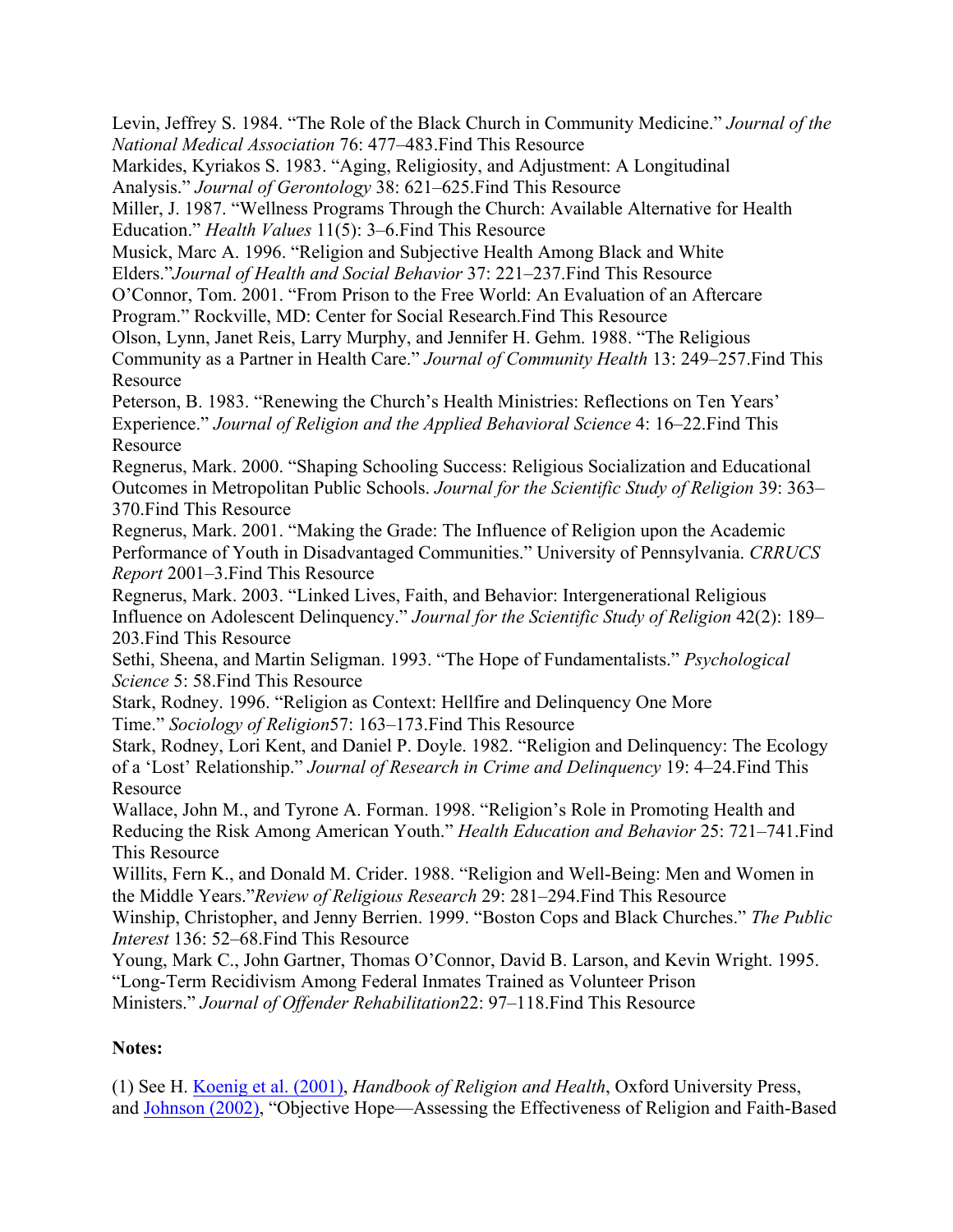Levin, Jeffrey S. 1984. "The Role of the Black Church in Community Medicine." *Journal of the National Medical Association* 76: 477–483.Find This Resource

Markides, Kyriakos S. 1983. "Aging, Religiosity, and Adjustment: A Longitudinal Analysis." *Journal of Gerontology* 38: 621–625.Find This Resource

Miller, J. 1987. "Wellness Programs Through the Church: Available Alternative for Health Education." *Health Values* 11(5): 3–6.Find This Resource

Musick, Marc A. 1996. "Religion and Subjective Health Among Black and White Elders."*Journal of Health and Social Behavior* 37: 221–237.Find This Resource

O'Connor, Tom. 2001. "From Prison to the Free World: An Evaluation of an Aftercare Program." Rockville, MD: Center for Social Research.Find This Resource

Olson, Lynn, Janet Reis, Larry Murphy, and Jennifer H. Gehm. 1988. "The Religious Community as a Partner in Health Care." *Journal of Community Health* 13: 249–257.Find This Resource

Peterson, B. 1983. "Renewing the Church's Health Ministries: Reflections on Ten Years' Experience." *Journal of Religion and the Applied Behavioral Science* 4: 16–22.Find This Resource

Regnerus, Mark. 2000. "Shaping Schooling Success: Religious Socialization and Educational Outcomes in Metropolitan Public Schools. *Journal for the Scientific Study of Religion* 39: 363–370.Find This Resource

Regnerus, Mark. 2001. "Making the Grade: The Influence of Religion upon the Academic Performance of Youth in Disadvantaged Communities." University of Pennsylvania. *CRRUCS Report* 2001–3.Find This Resource

Regnerus, Mark. 2003. "Linked Lives, Faith, and Behavior: Intergenerational Religious Influence on Adolescent Delinquency." *Journal for the Scientific Study of Religion* 42(2): 189–203.Find This Resource

Sethi, Sheena, and Martin Seligman. 1993. "The Hope of Fundamentalists." *Psychological Science* 5: 58.Find This Resource

Stark, Rodney. 1996. "Religion as Context: Hellfire and Delinquency One More Time." *Sociology of Religion*57: 163–173.Find This Resource

Stark, Rodney, Lori Kent, and Daniel P. Doyle. 1982. "Religion and Delinquency: The Ecology of a 'Lost' Relationship." *Journal of Research in Crime and Delinquency* 19: 4–24.Find This Resource

Wallace, John M., and Tyrone A. Forman. 1998. "Religion's Role in Promoting Health and Reducing the Risk Among American Youth." *Health Education and Behavior* 25: 721–741.Find This Resource

Willits, Fern K., and Donald M. Crider. 1988. "Religion and Well-Being: Men and Women in the Middle Years."*Review of Religious Research* 29: 281–294.Find This Resource

Winship, Christopher, and Jenny Berrien. 1999. "Boston Cops and Black Churches." *The Public Interest* 136: 52–68.Find This Resource

Young, Mark C., John Gartner, Thomas O'Connor, David B. Larson, and Kevin Wright. 1995. "Long-Term Recidivism Among Federal Inmates Trained as Volunteer Prison Ministers." *Journal of Offender Rehabilitation*22: 97–118.Find This Resource

**Notes:**

(1) See H. Koenig et al. (2001), *Handbook of Religion and Health*, Oxford University Press, and Johnson (2002), "Objective Hope—Assessing the Effectiveness of Religion and Faith-Based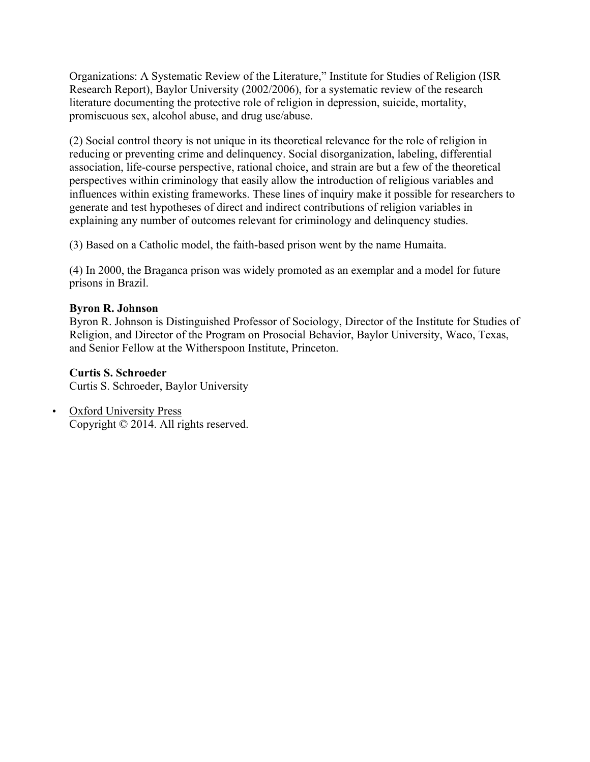Organizations: A Systematic Review of the Literature," Institute for Studies of Religion (ISR Research Report), Baylor University (2002/2006), for a systematic review of the research literature documenting the protective role of religion in depression, suicide, mortality, promiscuous sex, alcohol abuse, and drug use/abuse.

(2) Social control theory is not unique in its theoretical relevance for the role of religion in reducing or preventing crime and delinquency. Social disorganization, labeling, differential association, life-course perspective, rational choice, and strain are but a few of the theoretical perspectives within criminology that easily allow the introduction of religious variables and influences within existing frameworks. These lines of inquiry make it possible for researchers to generate and test hypotheses of direct and indirect contributions of religion variables in explaining any number of outcomes relevant for criminology and delinquency studies.

(3) Based on a Catholic model, the faith-based prison went by the name Humaita.

(4) In 2000, the Braganca prison was widely promoted as an exemplar and a model for future prisons in Brazil.

**Byron R. Johnson**
Byron R. Johnson is Distinguished Professor of Sociology, Director of the Institute for Studies of Religion, and Director of the Program on Prosocial Behavior, Baylor University, Waco, Texas, and Senior Fellow at the Witherspoon Institute, Princeton.

**Curtis S. Schroeder**
Curtis S. Schroeder, Baylor University

- Oxford University Press
  Copyright © 2014. All rights reserved.